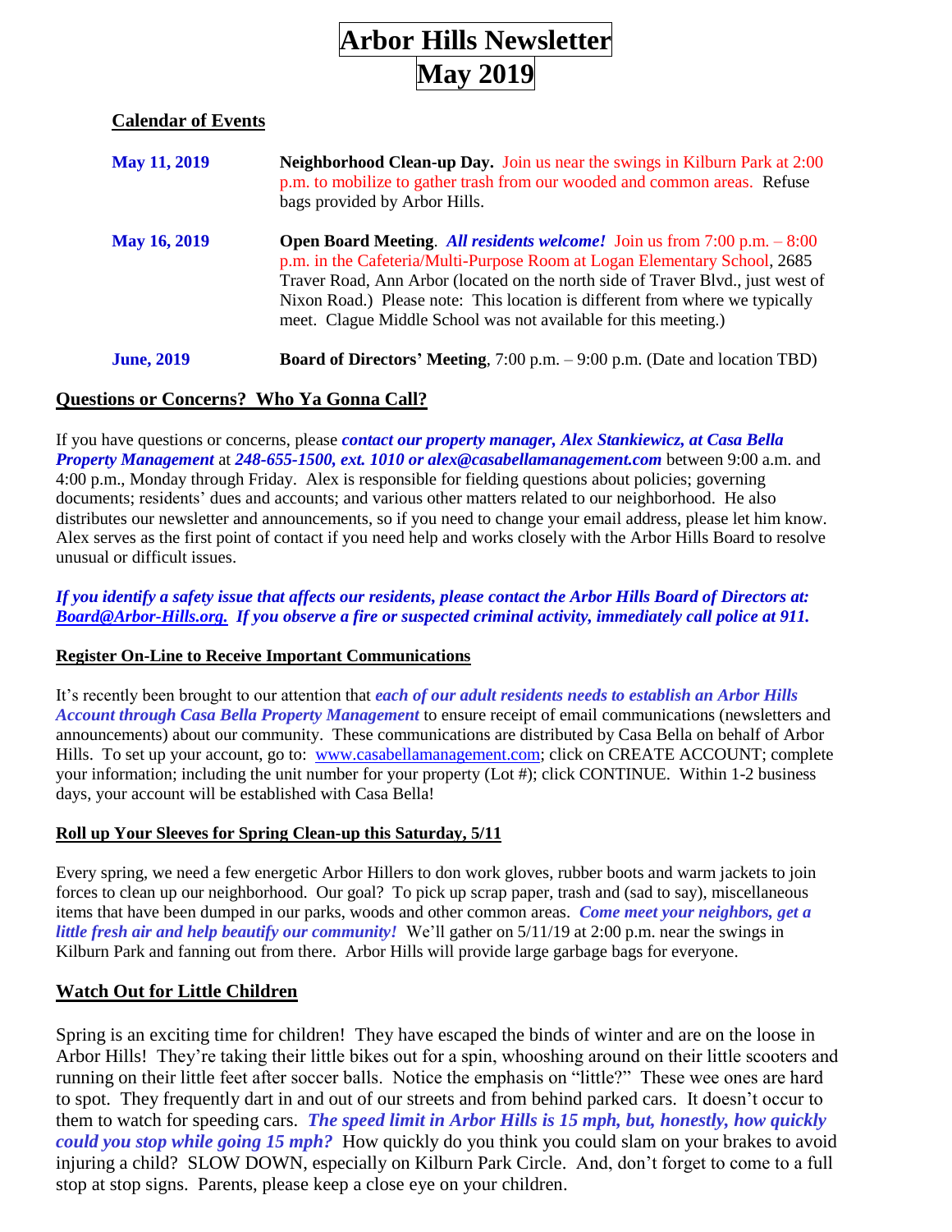# Arbor Hills Newsletter
# May 2019

## Calendar of Events

| | |
|---|---|
| **May 11, 2019** | **Neighborhood Clean-up Day.** Join us near the swings in Kilburn Park at 2:00 p.m. to mobilize to gather trash from our wooded and common areas. Refuse bags provided by Arbor Hills. |
| **May 16, 2019** | **Open Board Meeting**. ***All residents welcome!*** Join us from 7:00 p.m. – 8:00 p.m. in the Cafeteria/Multi-Purpose Room at Logan Elementary School, 2685 Traver Road, Ann Arbor (located on the north side of Traver Blvd., just west of Nixon Road.) Please note: This location is different from where we typically meet. Clague Middle School was not available for this meeting.) |
| **June, 2019** | **Board of Directors' Meeting**, 7:00 p.m. – 9:00 p.m. (Date and location TBD) |

## Questions or Concerns? Who Ya Gonna Call?

If you have questions or concerns, please ***contact our property manager, Alex Stankiewicz, at Casa Bella Property Management*** at ***248-655-1500, ext. 1010 or alex@casabellamanagement.com*** between 9:00 a.m. and 4:00 p.m., Monday through Friday. Alex is responsible for fielding questions about policies; governing documents; residents' dues and accounts; and various other matters related to our neighborhood. He also distributes our newsletter and announcements, so if you need to change your email address, please let him know. Alex serves as the first point of contact if you need help and works closely with the Arbor Hills Board to resolve unusual or difficult issues.

***If you identify a safety issue that affects our residents, please contact the Arbor Hills Board of Directors at: Board@Arbor-Hills.org. If you observe a fire or suspected criminal activity, immediately call police at 911.***

### Register On-Line to Receive Important Communications

It's recently been brought to our attention that ***each of our adult residents needs to establish an Arbor Hills Account through Casa Bella Property Management*** to ensure receipt of email communications (newsletters and announcements) about our community. These communications are distributed by Casa Bella on behalf of Arbor Hills. To set up your account, go to: www.casabellamanagement.com; click on CREATE ACCOUNT; complete your information; including the unit number for your property (Lot #); click CONTINUE. Within 1-2 business days, your account will be established with Casa Bella!

### Roll up Your Sleeves for Spring Clean-up this Saturday, 5/11

Every spring, we need a few energetic Arbor Hillers to don work gloves, rubber boots and warm jackets to join forces to clean up our neighborhood. Our goal? To pick up scrap paper, trash and (sad to say), miscellaneous items that have been dumped in our parks, woods and other common areas. ***Come meet your neighbors, get a little fresh air and help beautify our community!*** We'll gather on 5/11/19 at 2:00 p.m. near the swings in Kilburn Park and fanning out from there. Arbor Hills will provide large garbage bags for everyone.

## Watch Out for Little Children

Spring is an exciting time for children! They have escaped the binds of winter and are on the loose in Arbor Hills! They're taking their little bikes out for a spin, whooshing around on their little scooters and running on their little feet after soccer balls. Notice the emphasis on "little?" These wee ones are hard to spot. They frequently dart in and out of our streets and from behind parked cars. It doesn't occur to them to watch for speeding cars. ***The speed limit in Arbor Hills is 15 mph, but, honestly, how quickly could you stop while going 15 mph?*** How quickly do you think you could slam on your brakes to avoid injuring a child? SLOW DOWN, especially on Kilburn Park Circle. And, don't forget to come to a full stop at stop signs. Parents, please keep a close eye on your children.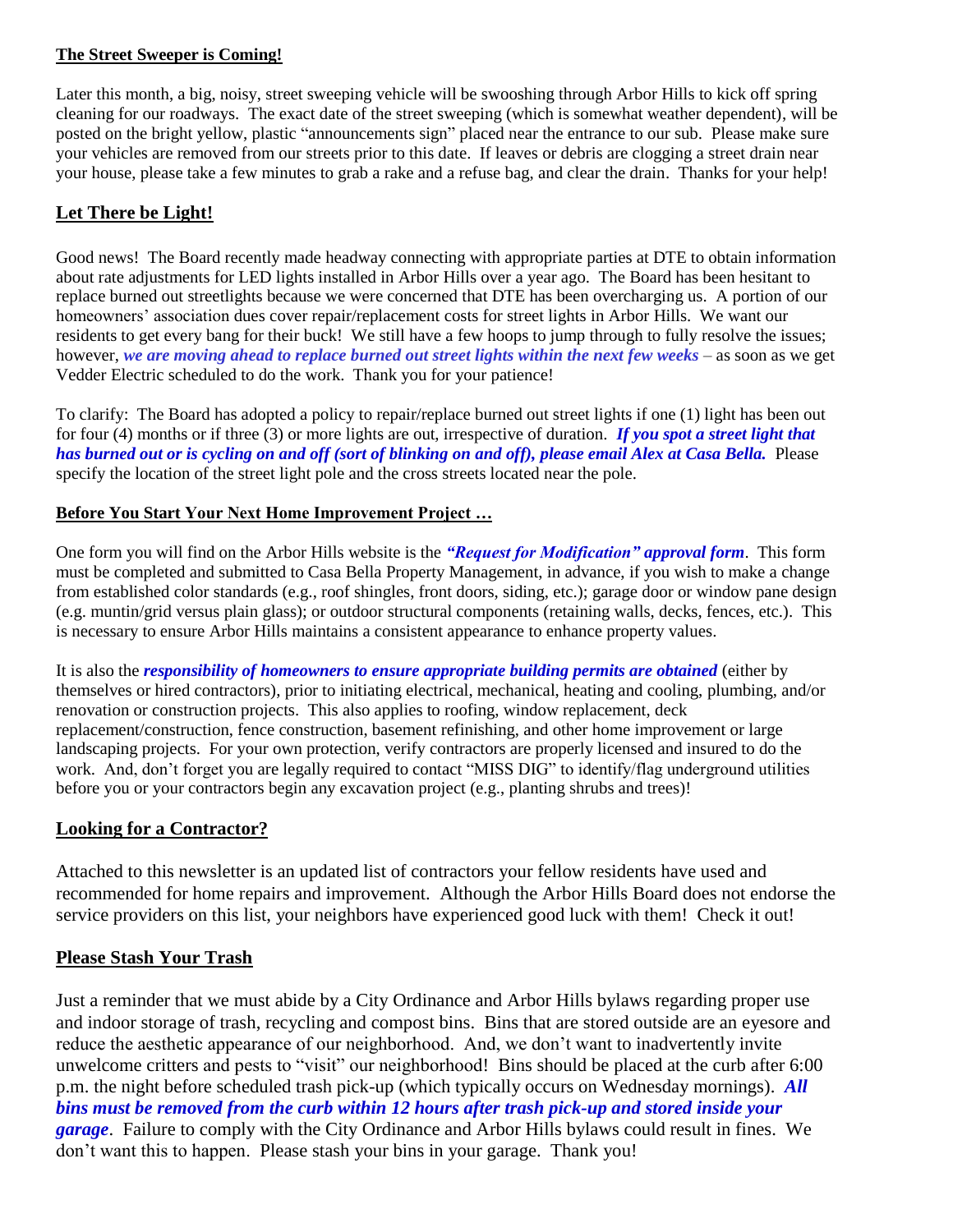## The Street Sweeper is Coming!

Later this month, a big, noisy, street sweeping vehicle will be swooshing through Arbor Hills to kick off spring cleaning for our roadways. The exact date of the street sweeping (which is somewhat weather dependent), will be posted on the bright yellow, plastic "announcements sign" placed near the entrance to our sub. Please make sure your vehicles are removed from our streets prior to this date. If leaves or debris are clogging a street drain near your house, please take a few minutes to grab a rake and a refuse bag, and clear the drain. Thanks for your help!

## Let There be Light!

Good news! The Board recently made headway connecting with appropriate parties at DTE to obtain information about rate adjustments for LED lights installed in Arbor Hills over a year ago. The Board has been hesitant to replace burned out streetlights because we were concerned that DTE has been overcharging us. A portion of our homeowners' association dues cover repair/replacement costs for street lights in Arbor Hills. We want our residents to get every bang for their buck! We still have a few hoops to jump through to fully resolve the issues; however, ***we are moving ahead to replace burned out street lights within the next few weeks*** – as soon as we get Vedder Electric scheduled to do the work. Thank you for your patience!

To clarify: The Board has adopted a policy to repair/replace burned out street lights if one (1) light has been out for four (4) months or if three (3) or more lights are out, irrespective of duration. ***If you spot a street light that has burned out or is cycling on and off (sort of blinking on and off), please email Alex at Casa Bella.*** Please specify the location of the street light pole and the cross streets located near the pole.

## Before You Start Your Next Home Improvement Project …

One form you will find on the Arbor Hills website is the ***"Request for Modification" approval form***. This form must be completed and submitted to Casa Bella Property Management, in advance, if you wish to make a change from established color standards (e.g., roof shingles, front doors, siding, etc.); garage door or window pane design (e.g. muntin/grid versus plain glass); or outdoor structural components (retaining walls, decks, fences, etc.). This is necessary to ensure Arbor Hills maintains a consistent appearance to enhance property values.

It is also the ***responsibility of homeowners to ensure appropriate building permits are obtained*** (either by themselves or hired contractors), prior to initiating electrical, mechanical, heating and cooling, plumbing, and/or renovation or construction projects. This also applies to roofing, window replacement, deck replacement/construction, fence construction, basement refinishing, and other home improvement or large landscaping projects. For your own protection, verify contractors are properly licensed and insured to do the work. And, don't forget you are legally required to contact "MISS DIG" to identify/flag underground utilities before you or your contractors begin any excavation project (e.g., planting shrubs and trees)!

## Looking for a Contractor?

Attached to this newsletter is an updated list of contractors your fellow residents have used and recommended for home repairs and improvement. Although the Arbor Hills Board does not endorse the service providers on this list, your neighbors have experienced good luck with them! Check it out!

## Please Stash Your Trash

Just a reminder that we must abide by a City Ordinance and Arbor Hills bylaws regarding proper use and indoor storage of trash, recycling and compost bins. Bins that are stored outside are an eyesore and reduce the aesthetic appearance of our neighborhood. And, we don't want to inadvertently invite unwelcome critters and pests to "visit" our neighborhood! Bins should be placed at the curb after 6:00 p.m. the night before scheduled trash pick-up (which typically occurs on Wednesday mornings). ***All bins must be removed from the curb within 12 hours after trash pick-up and stored inside your garage***. Failure to comply with the City Ordinance and Arbor Hills bylaws could result in fines. We don't want this to happen. Please stash your bins in your garage. Thank you!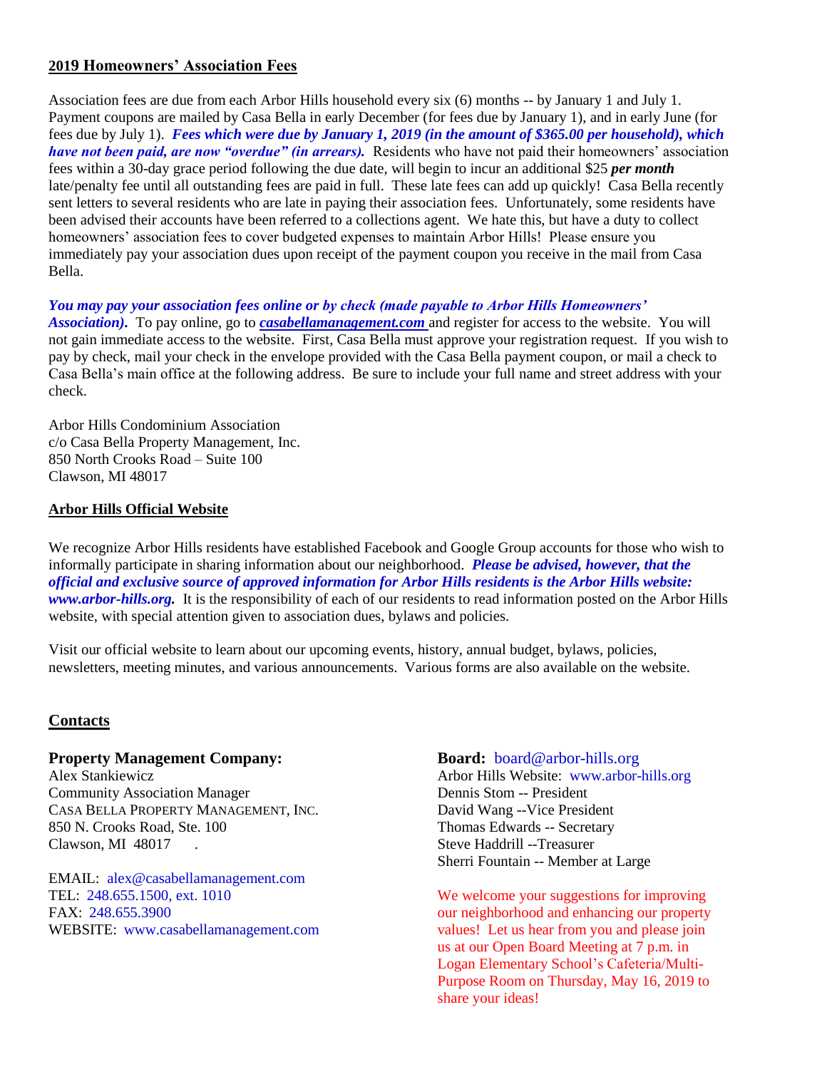## 2019 Homeowners' Association Fees

Association fees are due from each Arbor Hills household every six (6) months -- by January 1 and July 1. Payment coupons are mailed by Casa Bella in early December (for fees due by January 1), and in early June (for fees due by July 1). ***Fees which were due by January 1, 2019 (in the amount of $365.00 per household), which have not been paid, are now "overdue" (in arrears).*** Residents who have not paid their homeowners' association fees within a 30-day grace period following the due date, will begin to incur an additional $25 ***per month*** late/penalty fee until all outstanding fees are paid in full. These late fees can add up quickly! Casa Bella recently sent letters to several residents who are late in paying their association fees. Unfortunately, some residents have been advised their accounts have been referred to a collections agent. We hate this, but have a duty to collect homeowners' association fees to cover budgeted expenses to maintain Arbor Hills! Please ensure you immediately pay your association dues upon receipt of the payment coupon you receive in the mail from Casa Bella.

***You may pay your association fees online or by check (made payable to Arbor Hills Homeowners' Association).*** To pay online, go to ***casabellamanagement.com*** and register for access to the website. You will not gain immediate access to the website. First, Casa Bella must approve your registration request. If you wish to pay by check, mail your check in the envelope provided with the Casa Bella payment coupon, or mail a check to Casa Bella's main office at the following address. Be sure to include your full name and street address with your check.

Arbor Hills Condominium Association
c/o Casa Bella Property Management, Inc.
850 North Crooks Road – Suite 100
Clawson, MI 48017

## Arbor Hills Official Website

We recognize Arbor Hills residents have established Facebook and Google Group accounts for those who wish to informally participate in sharing information about our neighborhood. ***Please be advised, however, that the official and exclusive source of approved information for Arbor Hills residents is the Arbor Hills website: www.arbor-hills.org.*** It is the responsibility of each of our residents to read information posted on the Arbor Hills website, with special attention given to association dues, bylaws and policies.

Visit our official website to learn about our upcoming events, history, annual budget, bylaws, policies, newsletters, meeting minutes, and various announcements. Various forms are also available on the website.

## Contacts

**Property Management Company:**
Alex Stankiewicz
Community Association Manager
CASA BELLA PROPERTY MANAGEMENT, INC.
850 N. Crooks Road, Ste. 100
Clawson, MI 48017 .

EMAIL: alex@casabellamanagement.com
TEL: 248.655.1500, ext. 1010
FAX: 248.655.3900
WEBSITE: www.casabellamanagement.com

**Board:** board@arbor-hills.org
Arbor Hills Website: www.arbor-hills.org
Dennis Stom -- President
David Wang --Vice President
Thomas Edwards -- Secretary
Steve Haddrill --Treasurer
Sherri Fountain -- Member at Large

We welcome your suggestions for improving our neighborhood and enhancing our property values! Let us hear from you and please join us at our Open Board Meeting at 7 p.m. in Logan Elementary School's Cafeteria/Multi-Purpose Room on Thursday, May 16, 2019 to share your ideas!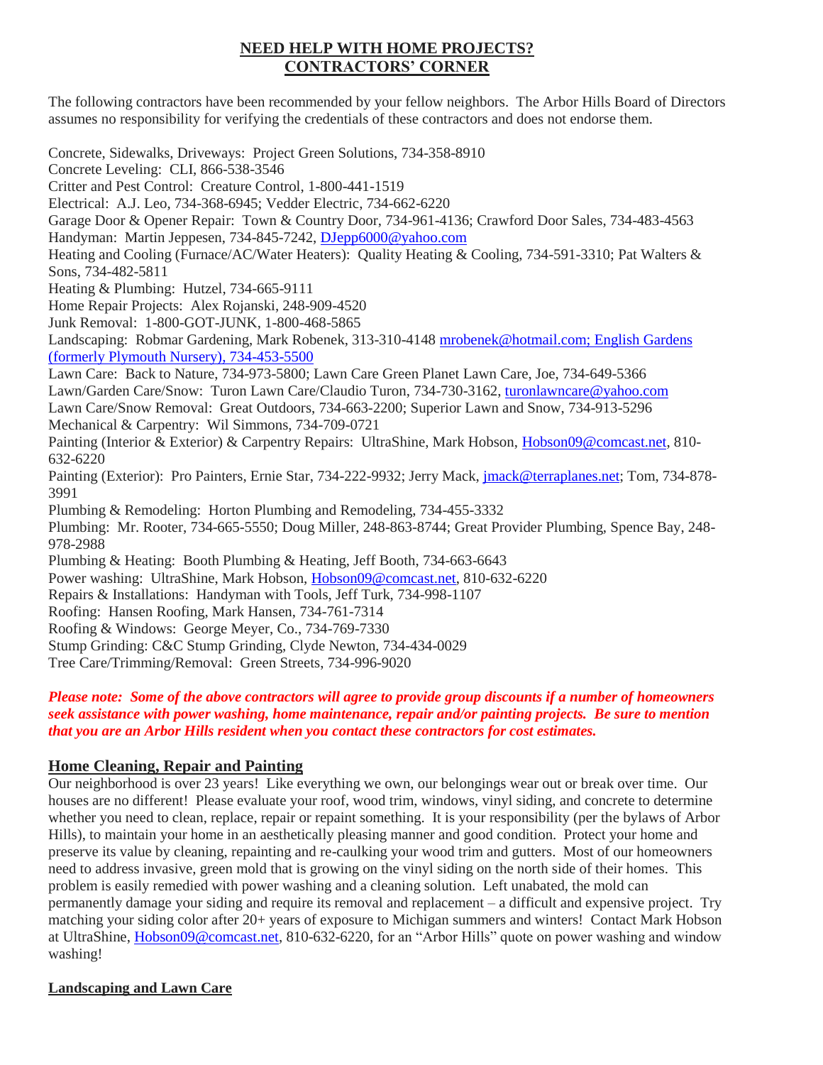## NEED HELP WITH HOME PROJECTS? CONTRACTORS' CORNER

The following contractors have been recommended by your fellow neighbors. The Arbor Hills Board of Directors assumes no responsibility for verifying the credentials of these contractors and does not endorse them.

Concrete, Sidewalks, Driveways: Project Green Solutions, 734-358-8910
Concrete Leveling: CLI, 866-538-3546
Critter and Pest Control: Creature Control, 1-800-441-1519
Electrical: A.J. Leo, 734-368-6945; Vedder Electric, 734-662-6220
Garage Door & Opener Repair: Town & Country Door, 734-961-4136; Crawford Door Sales, 734-483-4563
Handyman: Martin Jeppesen, 734-845-7242, DJepp6000@yahoo.com
Heating and Cooling (Furnace/AC/Water Heaters): Quality Heating & Cooling, 734-591-3310; Pat Walters & Sons, 734-482-5811
Heating & Plumbing: Hutzel, 734-665-9111
Home Repair Projects: Alex Rojanski, 248-909-4520
Junk Removal: 1-800-GOT-JUNK, 1-800-468-5865
Landscaping: Robmar Gardening, Mark Robenek, 313-310-4148 mrobenek@hotmail.com; English Gardens (formerly Plymouth Nursery), 734-453-5500
Lawn Care: Back to Nature, 734-973-5800; Lawn Care Green Planet Lawn Care, Joe, 734-649-5366
Lawn/Garden Care/Snow: Turon Lawn Care/Claudio Turon, 734-730-3162, turonlawncare@yahoo.com
Lawn Care/Snow Removal: Great Outdoors, 734-663-2200; Superior Lawn and Snow, 734-913-5296
Mechanical & Carpentry: Wil Simmons, 734-709-0721
Painting (Interior & Exterior) & Carpentry Repairs: UltraShine, Mark Hobson, Hobson09@comcast.net, 810-632-6220
Painting (Exterior): Pro Painters, Ernie Star, 734-222-9932; Jerry Mack, jmack@terraplanes.net; Tom, 734-878-3991
Plumbing & Remodeling: Horton Plumbing and Remodeling, 734-455-3332
Plumbing: Mr. Rooter, 734-665-5550; Doug Miller, 248-863-8744; Great Provider Plumbing, Spence Bay, 248-978-2988
Plumbing & Heating: Booth Plumbing & Heating, Jeff Booth, 734-663-6643
Power washing: UltraShine, Mark Hobson, Hobson09@comcast.net, 810-632-6220
Repairs & Installations: Handyman with Tools, Jeff Turk, 734-998-1107
Roofing: Hansen Roofing, Mark Hansen, 734-761-7314
Roofing & Windows: George Meyer, Co., 734-769-7330
Stump Grinding: C&C Stump Grinding, Clyde Newton, 734-434-0029
Tree Care/Trimming/Removal: Green Streets, 734-996-9020

***Please note: Some of the above contractors will agree to provide group discounts if a number of homeowners seek assistance with power washing, home maintenance, repair and/or painting projects. Be sure to mention that you are an Arbor Hills resident when you contact these contractors for cost estimates.***

### Home Cleaning, Repair and Painting

Our neighborhood is over 23 years! Like everything we own, our belongings wear out or break over time. Our houses are no different! Please evaluate your roof, wood trim, windows, vinyl siding, and concrete to determine whether you need to clean, replace, repair or repaint something. It is your responsibility (per the bylaws of Arbor Hills), to maintain your home in an aesthetically pleasing manner and good condition. Protect your home and preserve its value by cleaning, repainting and re-caulking your wood trim and gutters. Most of our homeowners need to address invasive, green mold that is growing on the vinyl siding on the north side of their homes. This problem is easily remedied with power washing and a cleaning solution. Left unabated, the mold can permanently damage your siding and require its removal and replacement – a difficult and expensive project. Try matching your siding color after 20+ years of exposure to Michigan summers and winters! Contact Mark Hobson at UltraShine, Hobson09@comcast.net, 810-632-6220, for an "Arbor Hills" quote on power washing and window washing!

### Landscaping and Lawn Care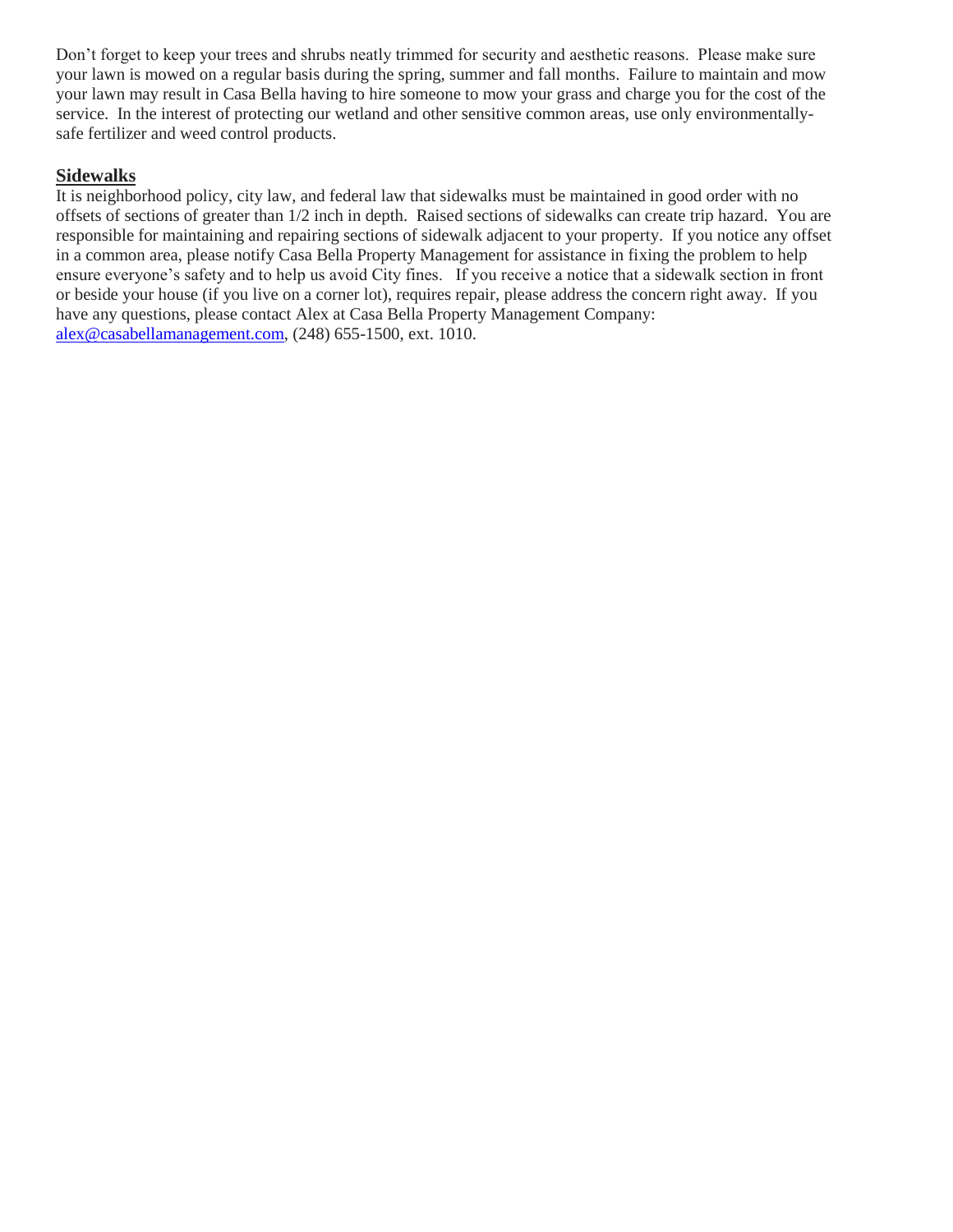Don't forget to keep your trees and shrubs neatly trimmed for security and aesthetic reasons. Please make sure your lawn is mowed on a regular basis during the spring, summer and fall months. Failure to maintain and mow your lawn may result in Casa Bella having to hire someone to mow your grass and charge you for the cost of the service. In the interest of protecting our wetland and other sensitive common areas, use only environmentally-safe fertilizer and weed control products.

## Sidewalks

It is neighborhood policy, city law, and federal law that sidewalks must be maintained in good order with no offsets of sections of greater than 1/2 inch in depth. Raised sections of sidewalks can create trip hazard. You are responsible for maintaining and repairing sections of sidewalk adjacent to your property. If you notice any offset in a common area, please notify Casa Bella Property Management for assistance in fixing the problem to help ensure everyone's safety and to help us avoid City fines. If you receive a notice that a sidewalk section in front or beside your house (if you live on a corner lot), requires repair, please address the concern right away. If you have any questions, please contact Alex at Casa Bella Property Management Company: [alex@casabellamanagement.com](mailto:alex@casabellamanagement.com), (248) 655-1500, ext. 1010.